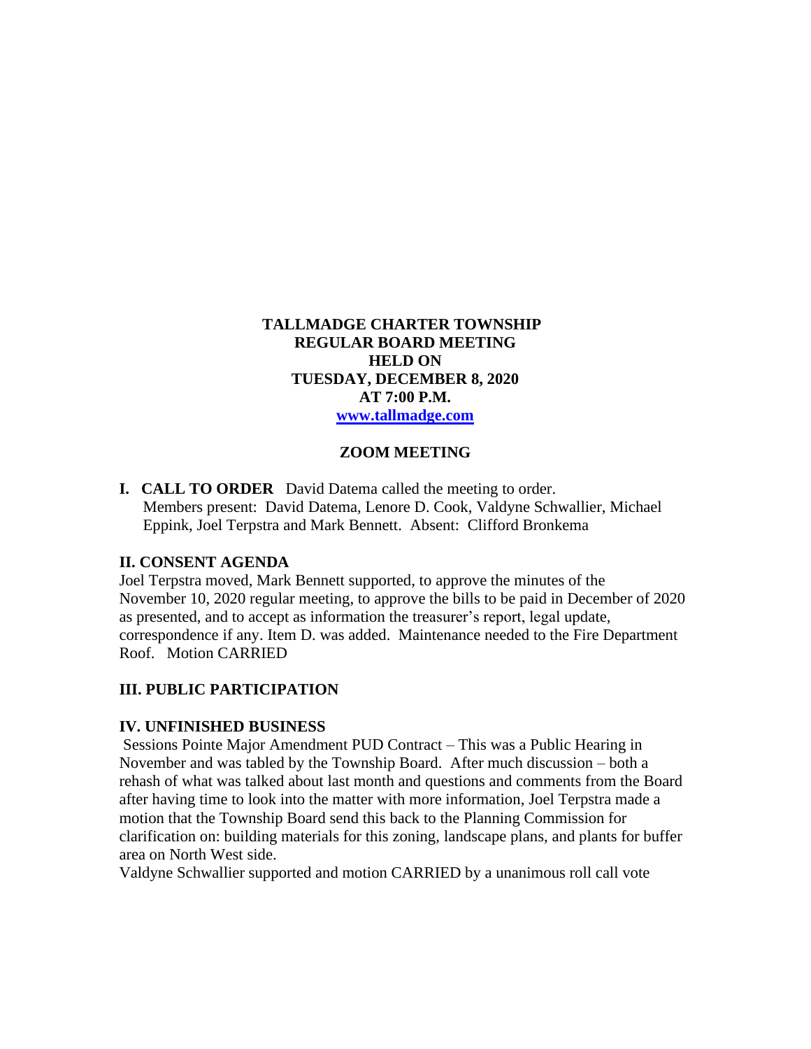**TALLMADGE CHARTER TOWNSHIP**
**REGULAR BOARD MEETING**
**HELD ON**
**TUESDAY, DECEMBER 8, 2020**
**AT 7:00 P.M.**
**[www.tallmadge.com](www.tallmadge.com)**

**ZOOM MEETING**

**I. CALL TO ORDER** David Datema called the meeting to order.
Members present: David Datema, Lenore D. Cook, Valdyne Schwallier, Michael Eppink, Joel Terpstra and Mark Bennett. Absent: Clifford Bronkema

## II. CONSENT AGENDA

Joel Terpstra moved, Mark Bennett supported, to approve the minutes of the November 10, 2020 regular meeting, to approve the bills to be paid in December of 2020 as presented, and to accept as information the treasurer's report, legal update, correspondence if any. Item D. was added. Maintenance needed to the Fire Department Roof. Motion CARRIED

## III. PUBLIC PARTICIPATION

## IV. UNFINISHED BUSINESS

Sessions Pointe Major Amendment PUD Contract – This was a Public Hearing in November and was tabled by the Township Board. After much discussion – both a rehash of what was talked about last month and questions and comments from the Board after having time to look into the matter with more information, Joel Terpstra made a motion that the Township Board send this back to the Planning Commission for clarification on: building materials for this zoning, landscape plans, and plants for buffer area on North West side.
Valdyne Schwallier supported and motion CARRIED by a unanimous roll call vote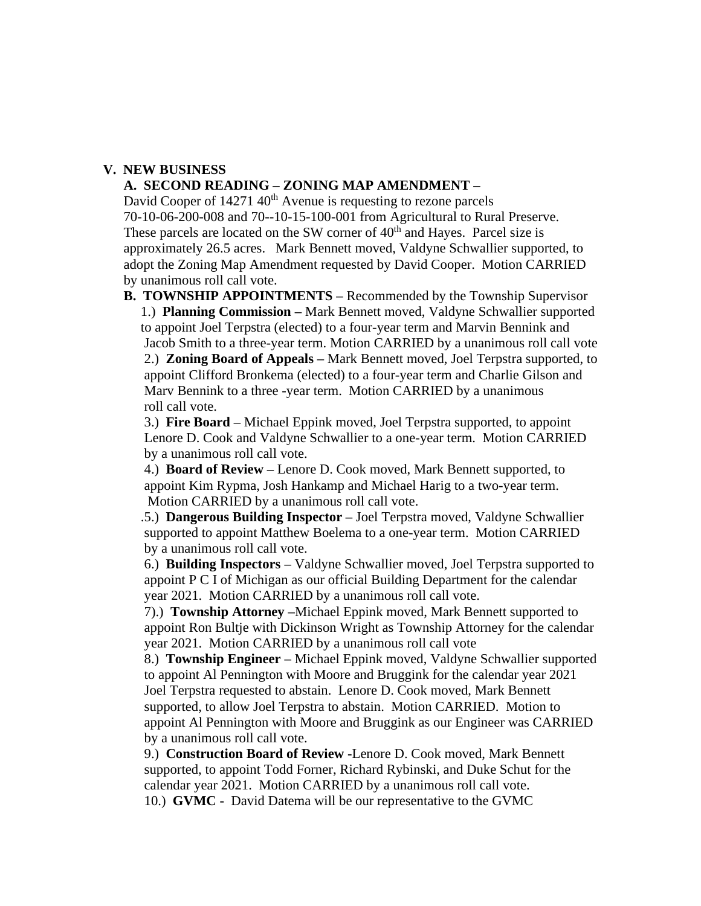**V. NEW BUSINESS**

**A. SECOND READING – ZONING MAP AMENDMENT –**

David Cooper of 14271 40th Avenue is requesting to rezone parcels 70-10-06-200-008 and 70--10-15-100-001 from Agricultural to Rural Preserve. These parcels are located on the SW corner of 40th and Hayes. Parcel size is approximately 26.5 acres. Mark Bennett moved, Valdyne Schwallier supported, to adopt the Zoning Map Amendment requested by David Cooper. Motion CARRIED by unanimous roll call vote.

**B. TOWNSHIP APPOINTMENTS –** Recommended by the Township Supervisor

1.) **Planning Commission –** Mark Bennett moved, Valdyne Schwallier supported to appoint Joel Terpstra (elected) to a four-year term and Marvin Bennink and Jacob Smith to a three-year term. Motion CARRIED by a unanimous roll call vote

2.) **Zoning Board of Appeals –** Mark Bennett moved, Joel Terpstra supported, to appoint Clifford Bronkema (elected) to a four-year term and Charlie Gilson and Marv Bennink to a three -year term. Motion CARRIED by a unanimous roll call vote.

3.) **Fire Board –** Michael Eppink moved, Joel Terpstra supported, to appoint Lenore D. Cook and Valdyne Schwallier to a one-year term. Motion CARRIED by a unanimous roll call vote.

4.) **Board of Review –** Lenore D. Cook moved, Mark Bennett supported, to appoint Kim Rypma, Josh Hankamp and Michael Harig to a two-year term. Motion CARRIED by a unanimous roll call vote.

.5.) **Dangerous Building Inspector –** Joel Terpstra moved, Valdyne Schwallier supported to appoint Matthew Boelema to a one-year term. Motion CARRIED by a unanimous roll call vote.

6.) **Building Inspectors –** Valdyne Schwallier moved, Joel Terpstra supported to appoint P C I of Michigan as our official Building Department for the calendar year 2021. Motion CARRIED by a unanimous roll call vote.

7).) **Township Attorney –**Michael Eppink moved, Mark Bennett supported to appoint Ron Bultje with Dickinson Wright as Township Attorney for the calendar year 2021. Motion CARRIED by a unanimous roll call vote

8.) **Township Engineer –** Michael Eppink moved, Valdyne Schwallier supported to appoint Al Pennington with Moore and Bruggink for the calendar year 2021 Joel Terpstra requested to abstain. Lenore D. Cook moved, Mark Bennett supported, to allow Joel Terpstra to abstain. Motion CARRIED. Motion to appoint Al Pennington with Moore and Bruggink as our Engineer was CARRIED by a unanimous roll call vote.

9.) **Construction Board of Review -**Lenore D. Cook moved, Mark Bennett supported, to appoint Todd Forner, Richard Rybinski, and Duke Schut for the calendar year 2021. Motion CARRIED by a unanimous roll call vote.

10.) **GVMC -** David Datema will be our representative to the GVMC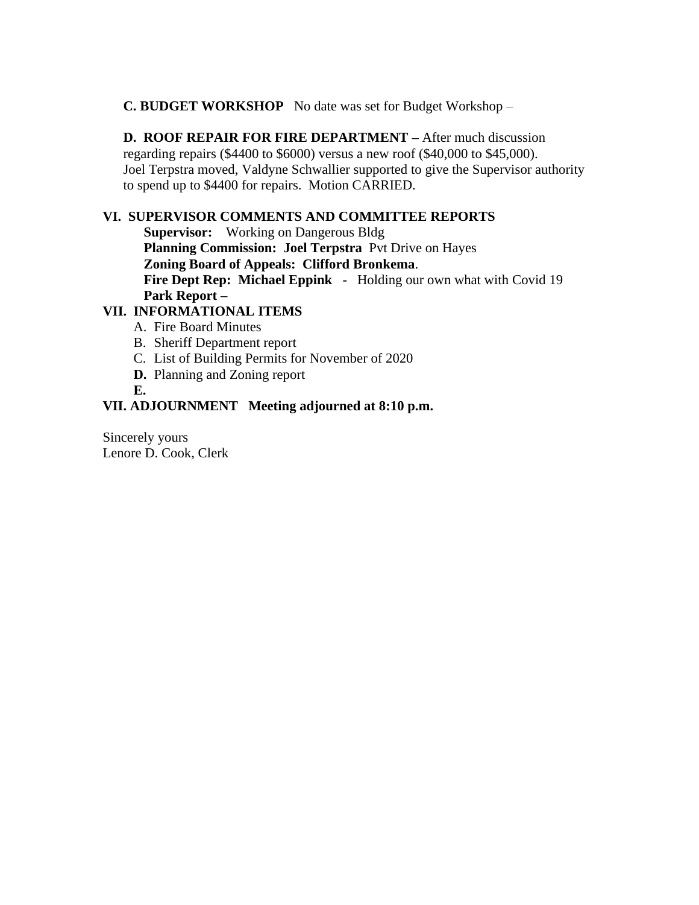**C. BUDGET WORKSHOP** No date was set for Budget Workshop –

**D. ROOF REPAIR FOR FIRE DEPARTMENT –** After much discussion regarding repairs ($4400 to $6000) versus a new roof ($40,000 to $45,000). Joel Terpstra moved, Valdyne Schwallier supported to give the Supervisor authority to spend up to $4400 for repairs. Motion CARRIED.

**VI. SUPERVISOR COMMENTS AND COMMITTEE REPORTS**

**Supervisor:** Working on Dangerous Bldg
**Planning Commission: Joel Terpstra** Pvt Drive on Hayes
**Zoning Board of Appeals: Clifford Bronkema**.
**Fire Dept Rep: Michael Eppink -** Holding our own what with Covid 19
**Park Report –**

**VII. INFORMATIONAL ITEMS**

A. Fire Board Minutes
B. Sheriff Department report
C. List of Building Permits for November of 2020
**D.** Planning and Zoning report
**E.**

**VII. ADJOURNMENT Meeting adjourned at 8:10 p.m.**

Sincerely yours
Lenore D. Cook, Clerk